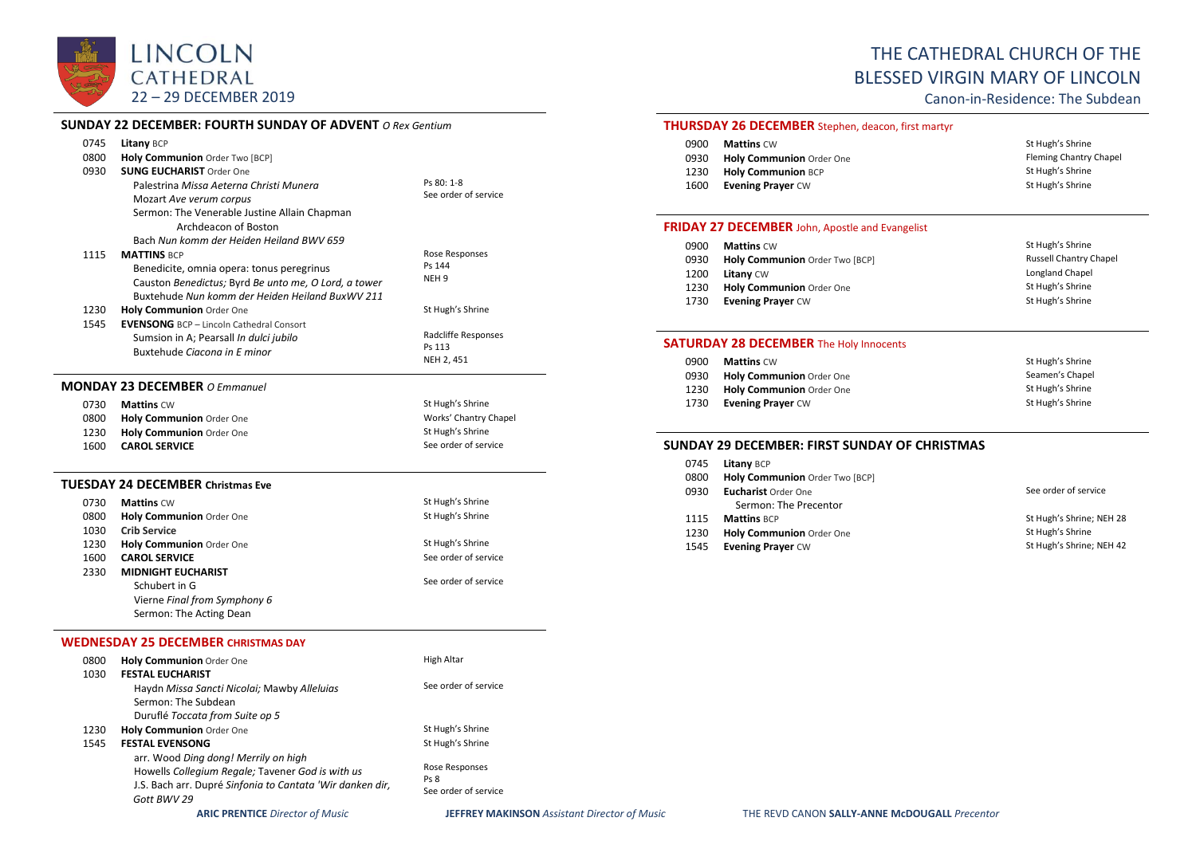# LINCOLN CATHEDRAL
22 – 29 DECEMBER 2019

# THE CATHEDRAL CHURCH OF THE BLESSED VIRGIN MARY OF LINCOLN

Canon-in-Residence: The Subdean

## SUNDAY 22 DECEMBER: FOURTH SUNDAY OF ADVENT *O Rex Gentium*

| | | |
|---|---|---|
| 0745 | **Litany** BCP | |
| 0800 | **Holy Communion** Order Two [BCP] | |
| 0930 | **SUNG EUCHARIST** Order One | |
| | Palestrina *Missa Aeterna Christi Munera* | Ps 80: 1-8 |
| | Mozart *Ave verum corpus* | See order of service |
| | Sermon: The Venerable Justine Allain Chapman, Archdeacon of Boston | |
| | Bach *Nun komm der Heiden Heiland BWV 659* | |
| 1115 | **MATTINS** BCP | Rose Responses |
| | Benedicite, omnia opera: tonus peregrinus | Ps 144 |
| | Causton *Benedictus;* Byrd *Be unto me, O Lord, a tower* | NEH 9 |
| | Buxtehude *Nun komm der Heiden Heiland BuxWV 211* | |
| 1230 | **Holy Communion** Order One | St Hugh's Shrine |
| 1545 | **EVENSONG** BCP – Lincoln Cathedral Consort | Radcliffe Responses |
| | Sumsion in A; Pearsall *In dulci jubilo* | Ps 113 |
| | Buxtehude *Ciacona in E minor* | NEH 2, 451 |

## MONDAY 23 DECEMBER *O Emmanuel*

| | | |
|---|---|---|
| 0730 | **Mattins** CW | St Hugh's Shrine |
| 0800 | **Holy Communion** Order One | Works' Chantry Chapel |
| 1230 | **Holy Communion** Order One | St Hugh's Shrine |
| 1600 | **CAROL SERVICE** | See order of service |

## TUESDAY 24 DECEMBER Christmas Eve

| | | |
|---|---|---|
| 0730 | **Mattins** CW | St Hugh's Shrine |
| 0800 | **Holy Communion** Order One | St Hugh's Shrine |
| 1030 | **Crib Service** | |
| 1230 | **Holy Communion** Order One | St Hugh's Shrine |
| 1600 | **CAROL SERVICE** | See order of service |
| 2330 | **MIDNIGHT EUCHARIST** | |
| | Schubert in G | See order of service |
| | Vierne *Final from Symphony 6* | |
| | Sermon: The Acting Dean | |

## WEDNESDAY 25 DECEMBER CHRISTMAS DAY

| | | |
|---|---|---|
| 0800 | **Holy Communion** Order One | High Altar |
| 1030 | **FESTAL EUCHARIST** | |
| | Haydn *Missa Sancti Nicolai;* Mawby *Alleluias* | See order of service |
| | Sermon: The Subdean | |
| | Duruflé *Toccata from Suite op 5* | |
| 1230 | **Holy Communion** Order One | St Hugh's Shrine |
| 1545 | **FESTAL EVENSONG** | St Hugh's Shrine |
| | arr. Wood *Ding dong! Merrily on high* | Rose Responses |
| | Howells *Collegium Regale;* Tavener *God is with us* | Ps 8 |
| | J.S. Bach arr. Dupré *Sinfonia to Cantata 'Wir danken dir, Gott BWV 29* | See order of service |

## THURSDAY 26 DECEMBER Stephen, deacon, first martyr

| | | |
|---|---|---|
| 0900 | **Mattins** CW | St Hugh's Shrine |
| 0930 | **Holy Communion** Order One | Fleming Chantry Chapel |
| 1230 | **Holy Communion** BCP | St Hugh's Shrine |
| 1600 | **Evening Prayer** CW | St Hugh's Shrine |

## FRIDAY 27 DECEMBER John, Apostle and Evangelist

| | | |
|---|---|---|
| 0900 | **Mattins** CW | St Hugh's Shrine |
| 0930 | **Holy Communion** Order Two [BCP] | Russell Chantry Chapel |
| 1200 | **Litany** CW | Longland Chapel |
| 1230 | **Holy Communion** Order One | St Hugh's Shrine |
| 1730 | **Evening Prayer** CW | St Hugh's Shrine |

## SATURDAY 28 DECEMBER The Holy Innocents

| | | |
|---|---|---|
| 0900 | **Mattins** CW | St Hugh's Shrine |
| 0930 | **Holy Communion** Order One | Seamen's Chapel |
| 1230 | **Holy Communion** Order One | St Hugh's Shrine |
| 1730 | **Evening Prayer** CW | St Hugh's Shrine |

## SUNDAY 29 DECEMBER: FIRST SUNDAY OF CHRISTMAS

| | | |
|---|---|---|
| 0745 | **Litany** BCP | |
| 0800 | **Holy Communion** Order Two [BCP] | |
| 0930 | **Eucharist** Order One | See order of service |
| | Sermon: The Precentor | |
| 1115 | **Mattins** BCP | St Hugh's Shrine; NEH 28 |
| 1230 | **Holy Communion** Order One | St Hugh's Shrine |
| 1545 | **Evening Prayer** CW | St Hugh's Shrine; NEH 42 |

**ARIC PRENTICE** *Director of Music* **JEFFREY MAKINSON** *Assistant Director of Music* THE REVD CANON **SALLY-ANNE McDOUGALL** *Precentor*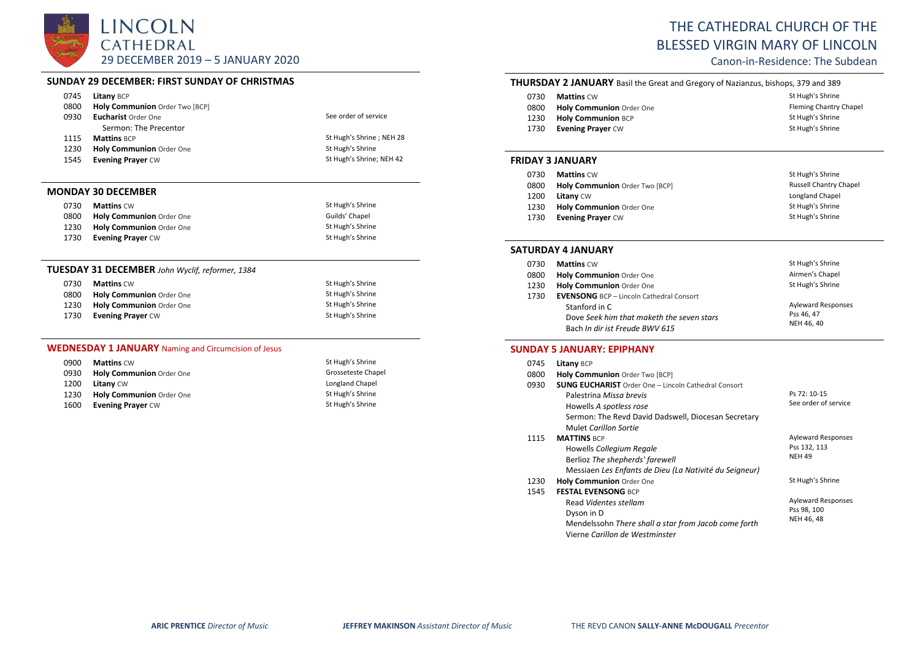# LINCOLN CATHEDRAL

29 DECEMBER 2019 – 5 JANUARY 2020

# THE CATHEDRAL CHURCH OF THE BLESSED VIRGIN MARY OF LINCOLN

Canon-in-Residence: The Subdean

## SUNDAY 29 DECEMBER: FIRST SUNDAY OF CHRISTMAS

| | | |
|---|---|---|
| 0745 | **Litany** BCP | |
| 0800 | **Holy Communion** Order Two [BCP] | |
| 0930 | **Eucharist** Order One<br>Sermon: The Precentor | See order of service |
| 1115 | **Mattins** BCP | St Hugh's Shrine ; NEH 28 |
| 1230 | **Holy Communion** Order One | St Hugh's Shrine |
| 1545 | **Evening Prayer** CW | St Hugh's Shrine; NEH 42 |

## MONDAY 30 DECEMBER

| | | |
|---|---|---|
| 0730 | **Mattins** CW | St Hugh's Shrine |
| 0800 | **Holy Communion** Order One | Guilds' Chapel |
| 1230 | **Holy Communion** Order One | St Hugh's Shrine |
| 1730 | **Evening Prayer** CW | St Hugh's Shrine |

## TUESDAY 31 DECEMBER *John Wyclif, reformer, 1384*

| | | |
|---|---|---|
| 0730 | **Mattins** CW | St Hugh's Shrine |
| 0800 | **Holy Communion** Order One | St Hugh's Shrine |
| 1230 | **Holy Communion** Order One | St Hugh's Shrine |
| 1730 | **Evening Prayer** CW | St Hugh's Shrine |

## WEDNESDAY 1 JANUARY Naming and Circumcision of Jesus

| | | |
|---|---|---|
| 0900 | **Mattins** CW | St Hugh's Shrine |
| 0930 | **Holy Communion** Order One | Grosseteste Chapel |
| 1200 | **Litany** CW | Longland Chapel |
| 1230 | **Holy Communion** Order One | St Hugh's Shrine |
| 1600 | **Evening Prayer** CW | St Hugh's Shrine |

## THURSDAY 2 JANUARY Basil the Great and Gregory of Nazianzus, bishops, 379 and 389

| | | |
|---|---|---|
| 0730 | **Mattins** CW | St Hugh's Shrine |
| 0800 | **Holy Communion** Order One | Fleming Chantry Chapel |
| 1230 | **Holy Communion** BCP | St Hugh's Shrine |
| 1730 | **Evening Prayer** CW | St Hugh's Shrine |

## FRIDAY 3 JANUARY

| | | |
|---|---|---|
| 0730 | **Mattins** CW | St Hugh's Shrine |
| 0800 | **Holy Communion** Order Two [BCP] | Russell Chantry Chapel |
| 1200 | **Litany** CW | Longland Chapel |
| 1230 | **Holy Communion** Order One | St Hugh's Shrine |
| 1730 | **Evening Prayer** CW | St Hugh's Shrine |

## SATURDAY 4 JANUARY

| | | |
|---|---|---|
| 0730 | **Mattins** CW | St Hugh's Shrine |
| 0800 | **Holy Communion** Order One | Airmen's Chapel |
| 1230 | **Holy Communion** Order One | St Hugh's Shrine |
| 1730 | **EVENSONG** BCP – Lincoln Cathedral Consort<br>Stanford in C<br>Dove *Seek him that maketh the seven stars*<br>Bach *In dir ist Freude BWV 615* | Ayleward Responses<br>Pss 46, 47<br>NEH 46, 40 |

## SUNDAY 5 JANUARY: EPIPHANY

| | | |
|---|---|---|
| 0745 | **Litany** BCP | |
| 0800 | **Holy Communion** Order Two [BCP] | |
| 0930 | **SUNG EUCHARIST** Order One – Lincoln Cathedral Consort<br>Palestrina *Missa brevis*<br>Howells *A spotless rose*<br>Sermon: The Revd David Dadswell, Diocesan Secretary<br>Mulet *Carillon Sortie* | Ps 72: 10-15<br>See order of service |
| 1115 | **MATTINS** BCP<br>Howells *Collegium Regale*<br>Berlioz *The shepherds' farewell*<br>Messiaen *Les Enfants de Dieu (La Nativité du Seigneur)* | Ayleward Responses<br>Pss 132, 113<br>NEH 49 |
| 1230 | **Holy Communion** Order One | St Hugh's Shrine |
| 1545 | **FESTAL EVENSONG** BCP<br>Read *Videntes stellam*<br>Dyson in D<br>Mendelssohn *There shall a star from Jacob come forth*<br>Vierne *Carillon de Westminster* | Ayleward Responses<br>Pss 98, 100<br>NEH 46, 48 |

**ARIC PRENTICE** *Director of Music* **JEFFREY MAKINSON** *Assistant Director of Music* THE REVD CANON **SALLY-ANNE McDOUGALL** *Precentor*